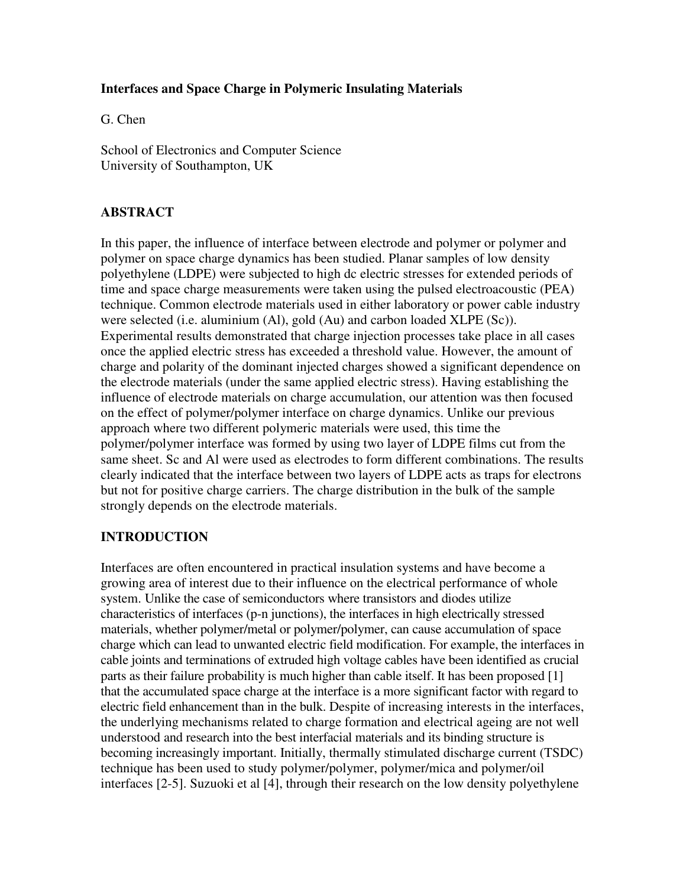# Interfaces and Space Charge in Polymeric Insulating Materials

G. Chen

School of Electronics and Computer Science
University of Southampton, UK

## ABSTRACT

In this paper, the influence of interface between electrode and polymer or polymer and polymer on space charge dynamics has been studied. Planar samples of low density polyethylene (LDPE) were subjected to high dc electric stresses for extended periods of time and space charge measurements were taken using the pulsed electroacoustic (PEA) technique. Common electrode materials used in either laboratory or power cable industry were selected (i.e. aluminium (Al), gold (Au) and carbon loaded XLPE (Sc)). Experimental results demonstrated that charge injection processes take place in all cases once the applied electric stress has exceeded a threshold value. However, the amount of charge and polarity of the dominant injected charges showed a significant dependence on the electrode materials (under the same applied electric stress). Having establishing the influence of electrode materials on charge accumulation, our attention was then focused on the effect of polymer/polymer interface on charge dynamics. Unlike our previous approach where two different polymeric materials were used, this time the polymer/polymer interface was formed by using two layer of LDPE films cut from the same sheet. Sc and Al were used as electrodes to form different combinations. The results clearly indicated that the interface between two layers of LDPE acts as traps for electrons but not for positive charge carriers. The charge distribution in the bulk of the sample strongly depends on the electrode materials.

## INTRODUCTION

Interfaces are often encountered in practical insulation systems and have become a growing area of interest due to their influence on the electrical performance of whole system. Unlike the case of semiconductors where transistors and diodes utilize characteristics of interfaces (p-n junctions), the interfaces in high electrically stressed materials, whether polymer/metal or polymer/polymer, can cause accumulation of space charge which can lead to unwanted electric field modification. For example, the interfaces in cable joints and terminations of extruded high voltage cables have been identified as crucial parts as their failure probability is much higher than cable itself. It has been proposed [1] that the accumulated space charge at the interface is a more significant factor with regard to electric field enhancement than in the bulk. Despite of increasing interests in the interfaces, the underlying mechanisms related to charge formation and electrical ageing are not well understood and research into the best interfacial materials and its binding structure is becoming increasingly important. Initially, thermally stimulated discharge current (TSDC) technique has been used to study polymer/polymer, polymer/mica and polymer/oil interfaces [2-5]. Suzuoki et al [4], through their research on the low density polyethylene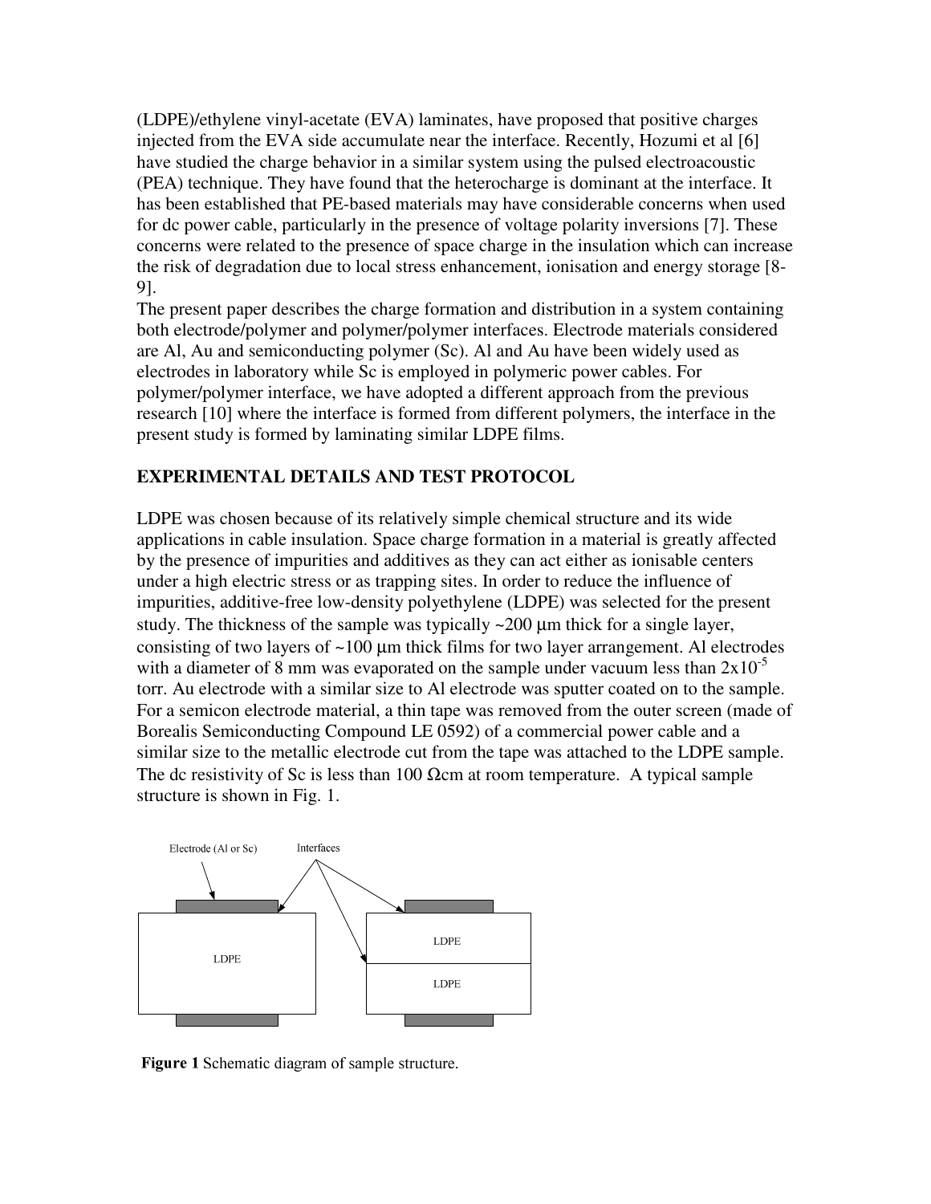(LDPE)/ethylene vinyl-acetate (EVA) laminates, have proposed that positive charges injected from the EVA side accumulate near the interface. Recently, Hozumi et al [6] have studied the charge behavior in a similar system using the pulsed electroacoustic (PEA) technique. They have found that the heterocharge is dominant at the interface. It has been established that PE-based materials may have considerable concerns when used for dc power cable, particularly in the presence of voltage polarity inversions [7]. These concerns were related to the presence of space charge in the insulation which can increase the risk of degradation due to local stress enhancement, ionisation and energy storage [8-9].

The present paper describes the charge formation and distribution in a system containing both electrode/polymer and polymer/polymer interfaces. Electrode materials considered are Al, Au and semiconducting polymer (Sc). Al and Au have been widely used as electrodes in laboratory while Sc is employed in polymeric power cables. For polymer/polymer interface, we have adopted a different approach from the previous research [10] where the interface is formed from different polymers, the interface in the present study is formed by laminating similar LDPE films.

## EXPERIMENTAL DETAILS AND TEST PROTOCOL

LDPE was chosen because of its relatively simple chemical structure and its wide applications in cable insulation. Space charge formation in a material is greatly affected by the presence of impurities and additives as they can act either as ionisable centers under a high electric stress or as trapping sites. In order to reduce the influence of impurities, additive-free low-density polyethylene (LDPE) was selected for the present study. The thickness of the sample was typically ~200 μm thick for a single layer, consisting of two layers of ~100 μm thick films for two layer arrangement. Al electrodes with a diameter of 8 mm was evaporated on the sample under vacuum less than $2 \times 10^{-5}$ torr. Au electrode with a similar size to Al electrode was sputter coated on to the sample. For a semicon electrode material, a thin tape was removed from the outer screen (made of Borealis Semiconducting Compound LE 0592) of a commercial power cable and a similar size to the metallic electrode cut from the tape was attached to the LDPE sample. The dc resistivity of Sc is less than 100 Ωcm at room temperature. A typical sample structure is shown in Fig. 1.

Electrode (Al or Sc) Interfaces

LDPE LDPE LDPE

**Figure 1** Schematic diagram of sample structure.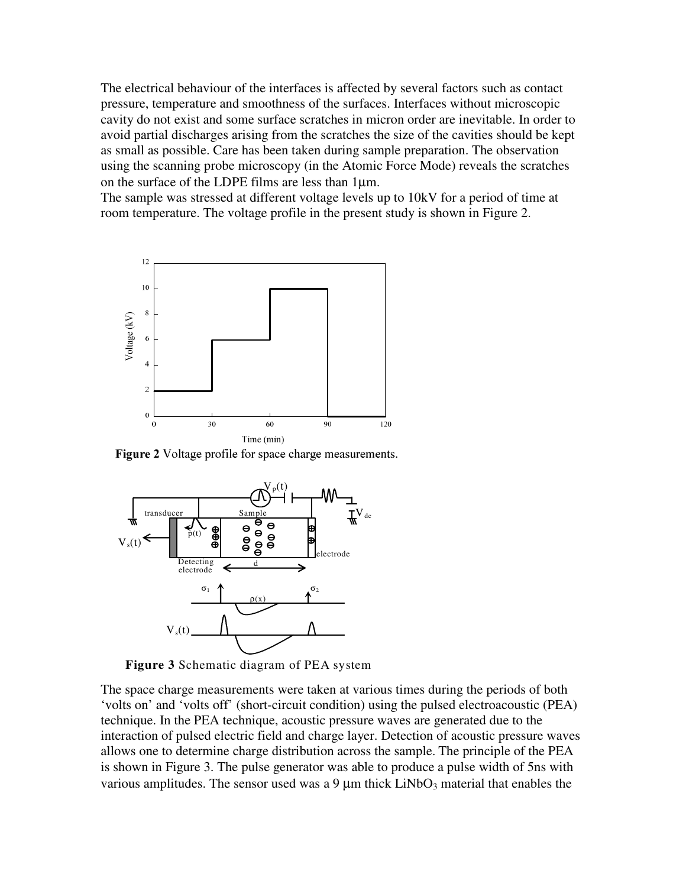The electrical behaviour of the interfaces is affected by several factors such as contact pressure, temperature and smoothness of the surfaces. Interfaces without microscopic cavity do not exist and some surface scratches in micron order are inevitable. In order to avoid partial discharges arising from the scratches the size of the cavities should be kept as small as possible. Care has been taken during sample preparation. The observation using the scanning probe microscopy (in the Atomic Force Mode) reveals the scratches on the surface of the LDPE films are less than 1μm.

The sample was stressed at different voltage levels up to 10kV for a period of time at room temperature. The voltage profile in the present study is shown in Figure 2.

**Figure 2** Voltage profile for space charge measurements.

**Figure 3** Schematic diagram of PEA system

The space charge measurements were taken at various times during the periods of both 'volts on' and 'volts off' (short-circuit condition) using the pulsed electroacoustic (PEA) technique. In the PEA technique, acoustic pressure waves are generated due to the interaction of pulsed electric field and charge layer. Detection of acoustic pressure waves allows one to determine charge distribution across the sample. The principle of the PEA is shown in Figure 3. The pulse generator was able to produce a pulse width of 5ns with various amplitudes. The sensor used was a 9 μm thick $LiNbO_3$ material that enables the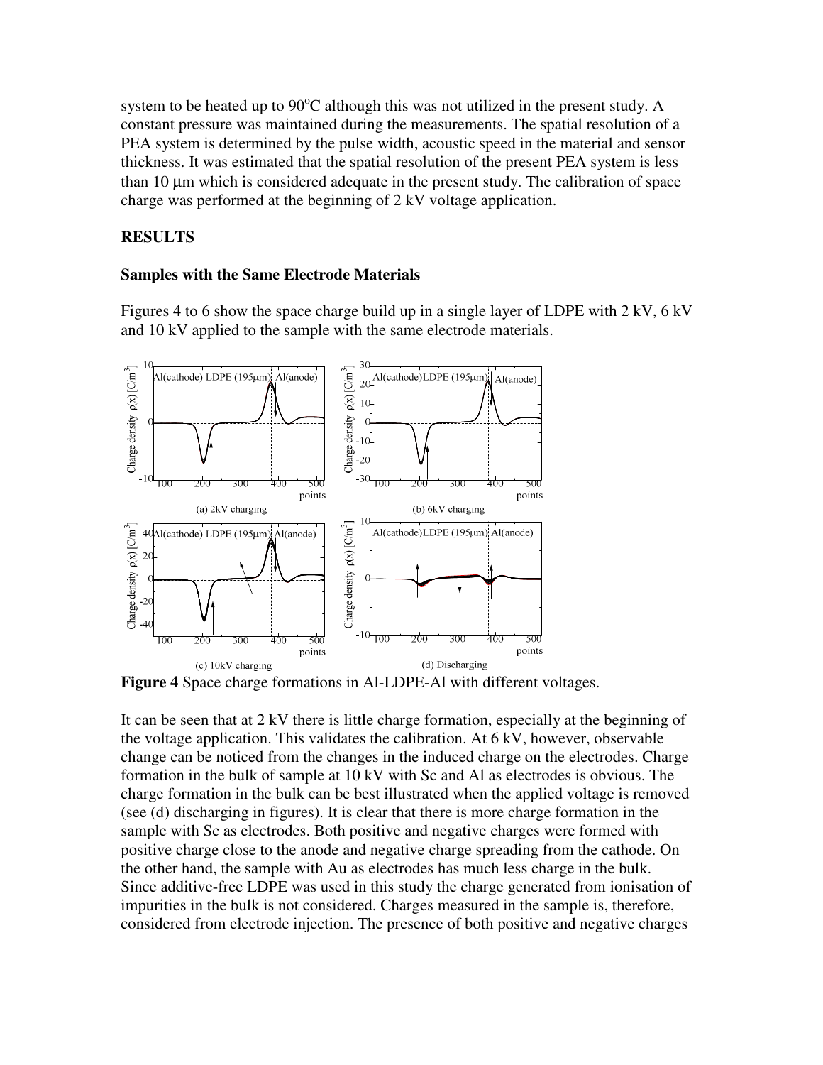system to be heated up to 90°C although this was not utilized in the present study. A constant pressure was maintained during the measurements. The spatial resolution of a PEA system is determined by the pulse width, acoustic speed in the material and sensor thickness. It was estimated that the spatial resolution of the present PEA system is less than 10 μm which is considered adequate in the present study. The calibration of space charge was performed at the beginning of 2 kV voltage application.

## RESULTS

### Samples with the Same Electrode Materials

Figures 4 to 6 show the space charge build up in a single layer of LDPE with 2 kV, 6 kV and 10 kV applied to the sample with the same electrode materials.

**Figure 4** Space charge formations in Al-LDPE-Al with different voltages.

It can be seen that at 2 kV there is little charge formation, especially at the beginning of the voltage application. This validates the calibration. At 6 kV, however, observable change can be noticed from the changes in the induced charge on the electrodes. Charge formation in the bulk of sample at 10 kV with Sc and Al as electrodes is obvious. The charge formation in the bulk can be best illustrated when the applied voltage is removed (see (d) discharging in figures). It is clear that there is more charge formation in the sample with Sc as electrodes. Both positive and negative charges were formed with positive charge close to the anode and negative charge spreading from the cathode. On the other hand, the sample with Au as electrodes has much less charge in the bulk. Since additive-free LDPE was used in this study the charge generated from ionisation of impurities in the bulk is not considered. Charges measured in the sample is, therefore, considered from electrode injection. The presence of both positive and negative charges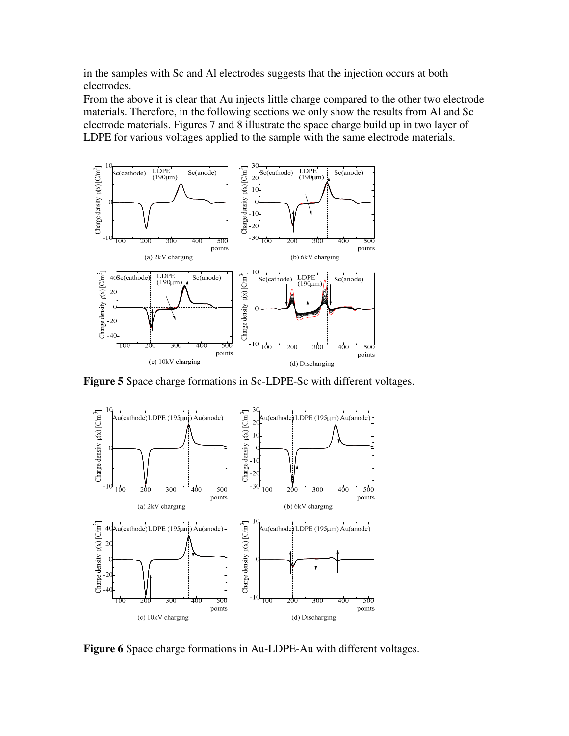in the samples with Sc and Al electrodes suggests that the injection occurs at both electrodes.

From the above it is clear that Au injects little charge compared to the other two electrode materials. Therefore, in the following sections we only show the results from Al and Sc electrode materials. Figures 7 and 8 illustrate the space charge build up in two layer of LDPE for various voltages applied to the sample with the same electrode materials.

**Figure 5** Space charge formations in Sc-LDPE-Sc with different voltages.

**Figure 6** Space charge formations in Au-LDPE-Au with different voltages.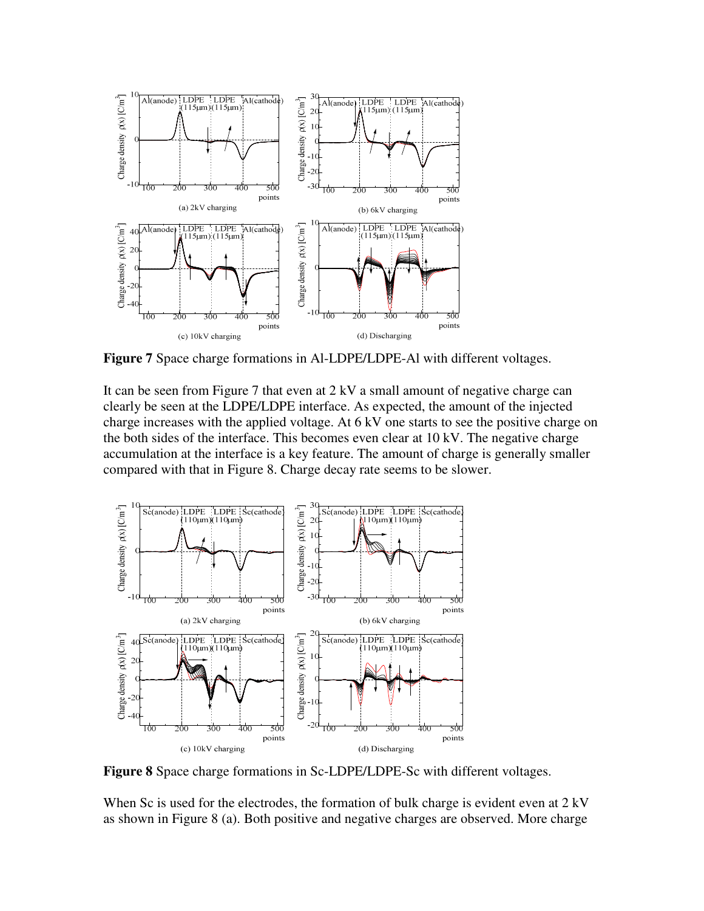**Figure 7** Space charge formations in Al-LDPE/LDPE-Al with different voltages.

It can be seen from Figure 7 that even at 2 kV a small amount of negative charge can clearly be seen at the LDPE/LDPE interface. As expected, the amount of the injected charge increases with the applied voltage. At 6 kV one starts to see the positive charge on the both sides of the interface. This becomes even clear at 10 kV. The negative charge accumulation at the interface is a key feature. The amount of charge is generally smaller compared with that in Figure 8. Charge decay rate seems to be slower.

**Figure 8** Space charge formations in Sc-LDPE/LDPE-Sc with different voltages.

When Sc is used for the electrodes, the formation of bulk charge is evident even at 2 kV as shown in Figure 8 (a). Both positive and negative charges are observed. More charge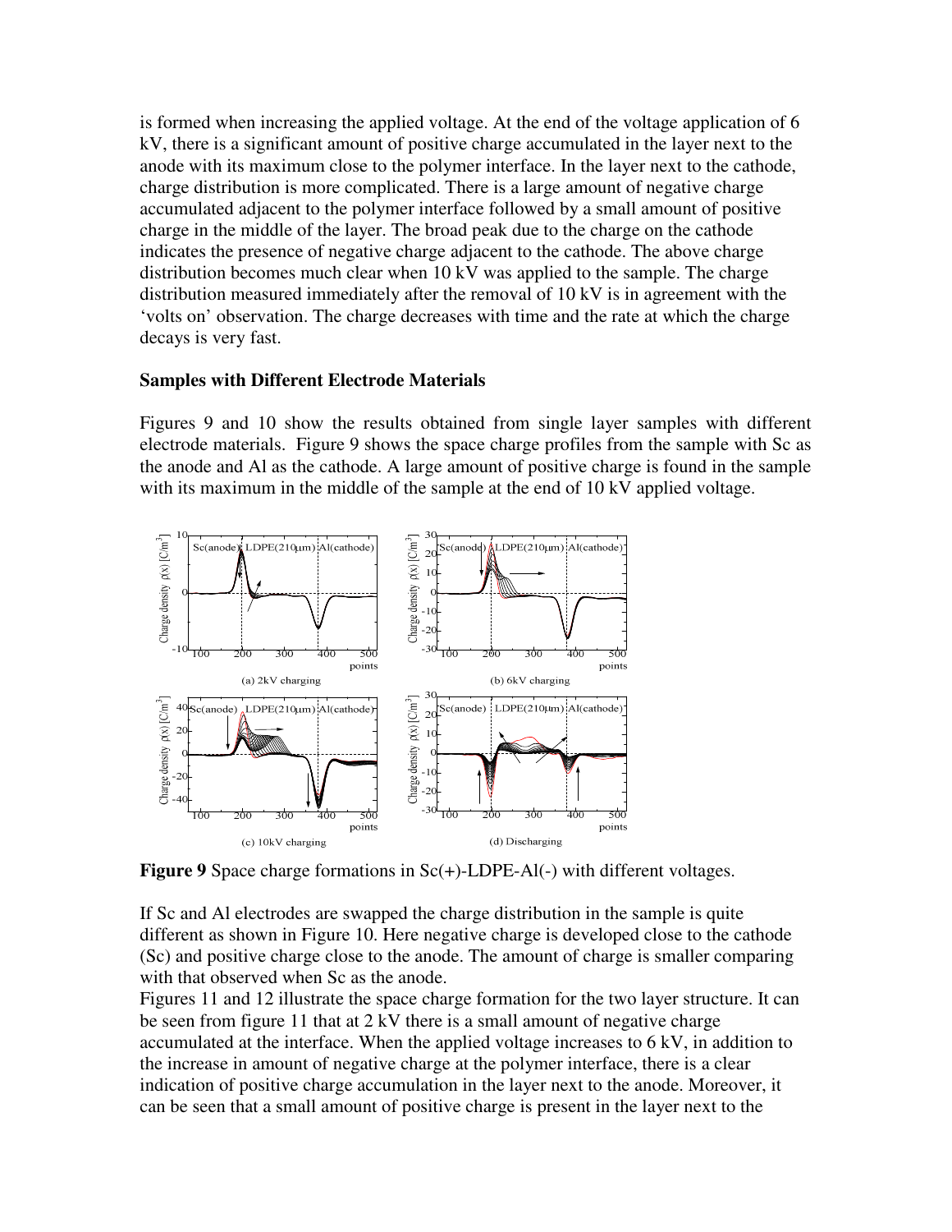is formed when increasing the applied voltage. At the end of the voltage application of 6 kV, there is a significant amount of positive charge accumulated in the layer next to the anode with its maximum close to the polymer interface. In the layer next to the cathode, charge distribution is more complicated. There is a large amount of negative charge accumulated adjacent to the polymer interface followed by a small amount of positive charge in the middle of the layer. The broad peak due to the charge on the cathode indicates the presence of negative charge adjacent to the cathode. The above charge distribution becomes much clear when 10 kV was applied to the sample. The charge distribution measured immediately after the removal of 10 kV is in agreement with the 'volts on' observation. The charge decreases with time and the rate at which the charge decays is very fast.

### Samples with Different Electrode Materials

Figures 9 and 10 show the results obtained from single layer samples with different electrode materials. Figure 9 shows the space charge profiles from the sample with Sc as the anode and Al as the cathode. A large amount of positive charge is found in the sample with its maximum in the middle of the sample at the end of 10 kV applied voltage.

**Figure 9** Space charge formations in Sc(+)-LDPE-Al(-) with different voltages.

If Sc and Al electrodes are swapped the charge distribution in the sample is quite different as shown in Figure 10. Here negative charge is developed close to the cathode (Sc) and positive charge close to the anode. The amount of charge is smaller comparing with that observed when Sc as the anode.

Figures 11 and 12 illustrate the space charge formation for the two layer structure. It can be seen from figure 11 that at 2 kV there is a small amount of negative charge accumulated at the interface. When the applied voltage increases to 6 kV, in addition to the increase in amount of negative charge at the polymer interface, there is a clear indication of positive charge accumulation in the layer next to the anode. Moreover, it can be seen that a small amount of positive charge is present in the layer next to the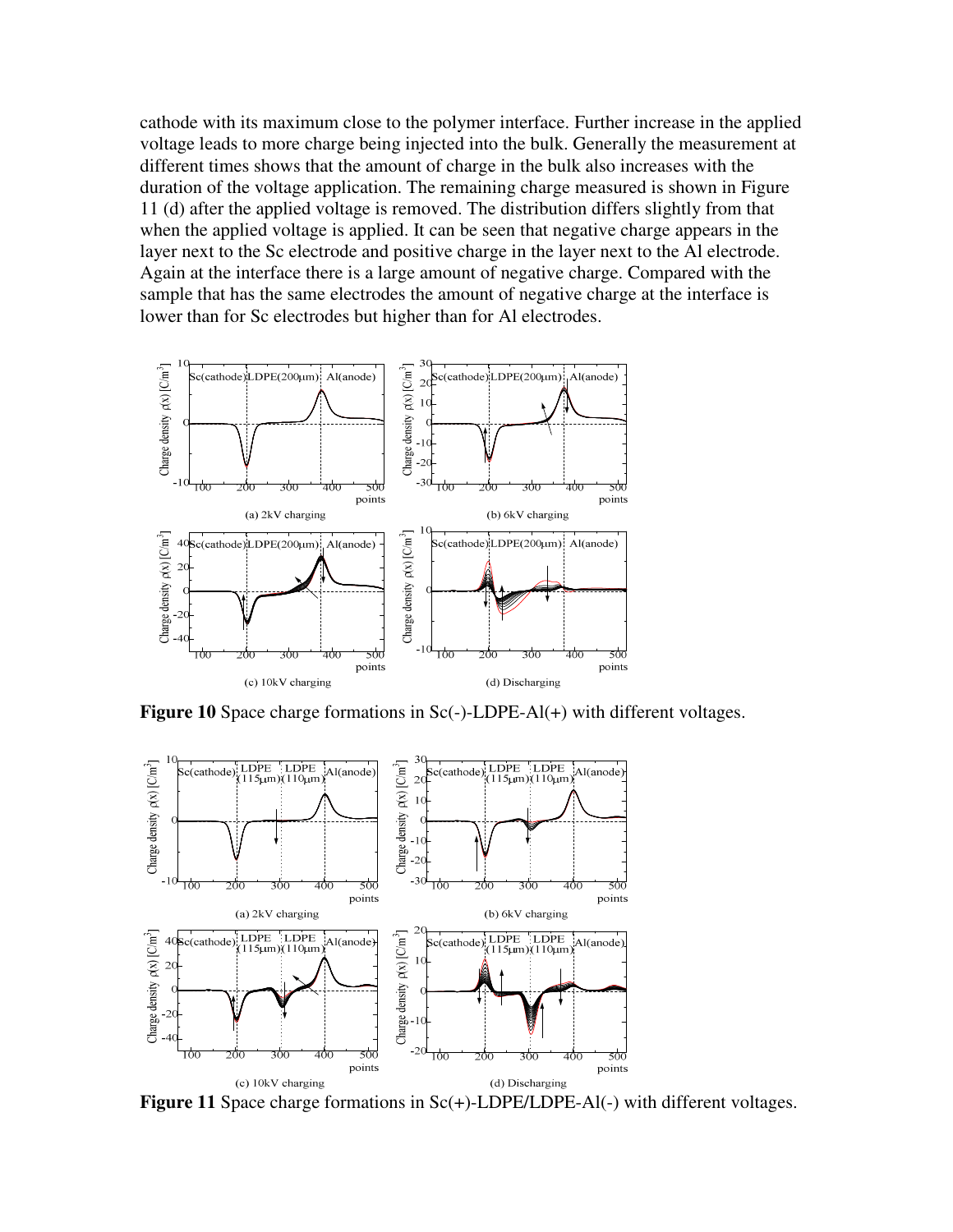cathode with its maximum close to the polymer interface. Further increase in the applied voltage leads to more charge being injected into the bulk. Generally the measurement at different times shows that the amount of charge in the bulk also increases with the duration of the voltage application. The remaining charge measured is shown in Figure 11 (d) after the applied voltage is removed. The distribution differs slightly from that when the applied voltage is applied. It can be seen that negative charge appears in the layer next to the Sc electrode and positive charge in the layer next to the Al electrode. Again at the interface there is a large amount of negative charge. Compared with the sample that has the same electrodes the amount of negative charge at the interface is lower than for Sc electrodes but higher than for Al electrodes.

(a) 2kV charging (b) 6kV charging (c) 10kV charging (d) Discharging

**Figure 10** Space charge formations in Sc(-)-LDPE-Al(+) with different voltages.

(a) 2kV charging (b) 6kV charging (c) 10kV charging (d) Discharging

**Figure 11** Space charge formations in Sc(+)-LDPE/LDPE-Al(-) with different voltages.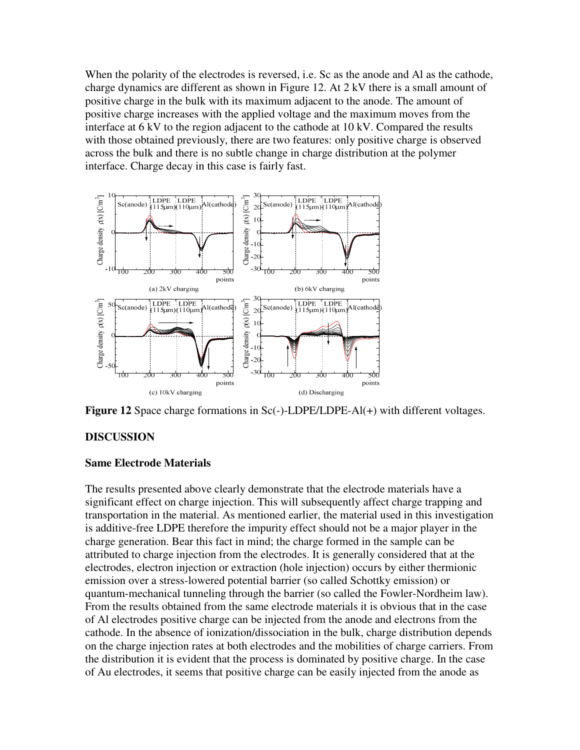When the polarity of the electrodes is reversed, i.e. Sc as the anode and Al as the cathode, charge dynamics are different as shown in Figure 12. At 2 kV there is a small amount of positive charge in the bulk with its maximum adjacent to the anode. The amount of positive charge increases with the applied voltage and the maximum moves from the interface at 6 kV to the region adjacent to the cathode at 10 kV. Compared the results with those obtained previously, there are two features: only positive charge is observed across the bulk and there is no subtle change in charge distribution at the polymer interface. Charge decay in this case is fairly fast.

**Figure 12** Space charge formations in Sc(-)-LDPE/LDPE-Al(+) with different voltages.

## DISCUSSION

### Same Electrode Materials

The results presented above clearly demonstrate that the electrode materials have a significant effect on charge injection. This will subsequently affect charge trapping and transportation in the material. As mentioned earlier, the material used in this investigation is additive-free LDPE therefore the impurity effect should not be a major player in the charge generation. Bear this fact in mind; the charge formed in the sample can be attributed to charge injection from the electrodes. It is generally considered that at the electrodes, electron injection or extraction (hole injection) occurs by either thermionic emission over a stress-lowered potential barrier (so called Schottky emission) or quantum-mechanical tunneling through the barrier (so called the Fowler-Nordheim law). From the results obtained from the same electrode materials it is obvious that in the case of Al electrodes positive charge can be injected from the anode and electrons from the cathode. In the absence of ionization/dissociation in the bulk, charge distribution depends on the charge injection rates at both electrodes and the mobilities of charge carriers. From the distribution it is evident that the process is dominated by positive charge. In the case of Au electrodes, it seems that positive charge can be easily injected from the anode as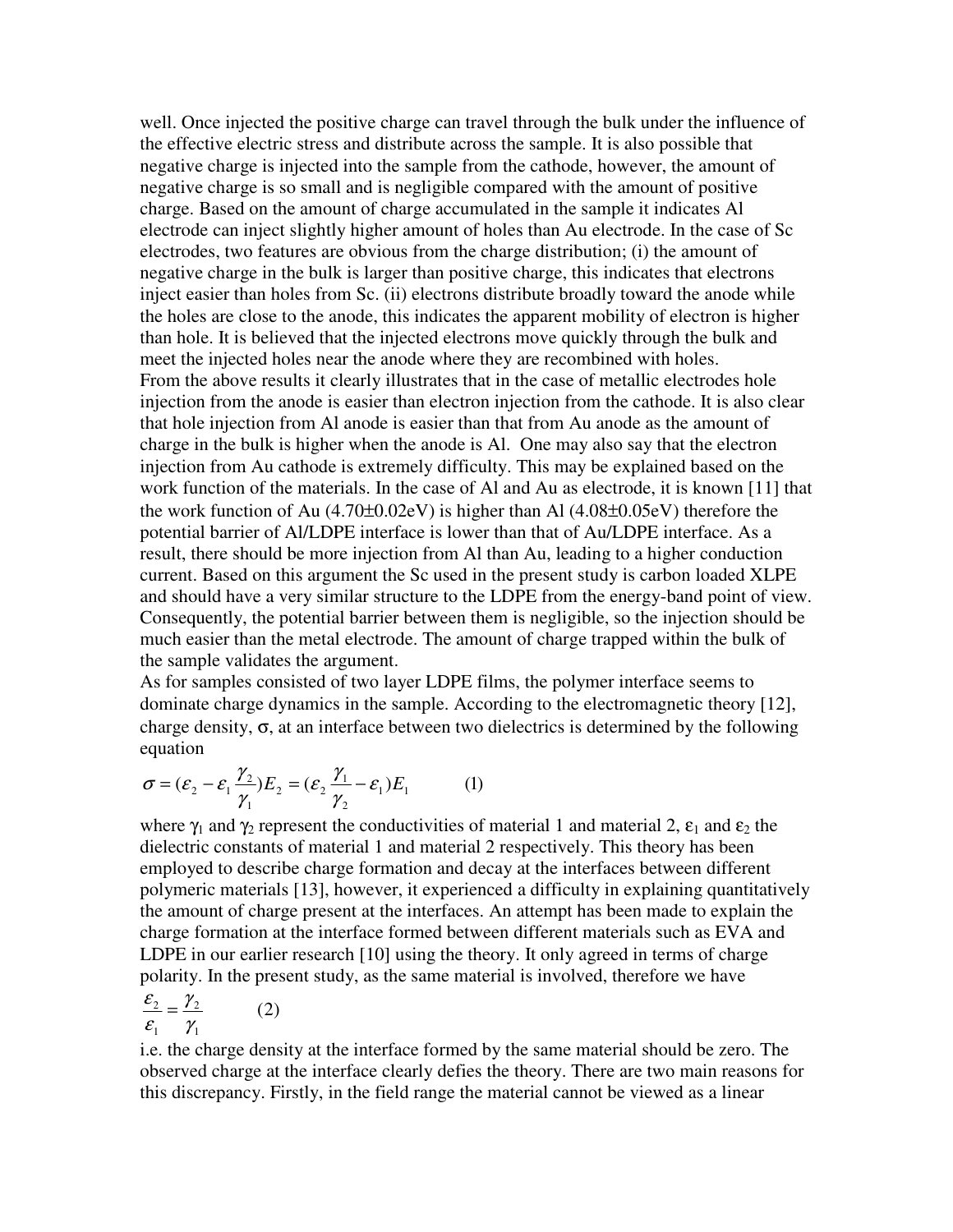well. Once injected the positive charge can travel through the bulk under the influence of the effective electric stress and distribute across the sample. It is also possible that negative charge is injected into the sample from the cathode, however, the amount of negative charge is so small and is negligible compared with the amount of positive charge. Based on the amount of charge accumulated in the sample it indicates Al electrode can inject slightly higher amount of holes than Au electrode. In the case of Sc electrodes, two features are obvious from the charge distribution; (i) the amount of negative charge in the bulk is larger than positive charge, this indicates that electrons inject easier than holes from Sc. (ii) electrons distribute broadly toward the anode while the holes are close to the anode, this indicates the apparent mobility of electron is higher than hole. It is believed that the injected electrons move quickly through the bulk and meet the injected holes near the anode where they are recombined with holes.

From the above results it clearly illustrates that in the case of metallic electrodes hole injection from the anode is easier than electron injection from the cathode. It is also clear that hole injection from Al anode is easier than that from Au anode as the amount of charge in the bulk is higher when the anode is Al. One may also say that the electron injection from Au cathode is extremely difficulty. This may be explained based on the work function of the materials. In the case of Al and Au as electrode, it is known [11] that the work function of Au (4.70±0.02eV) is higher than Al (4.08±0.05eV) therefore the potential barrier of Al/LDPE interface is lower than that of Au/LDPE interface. As a result, there should be more injection from Al than Au, leading to a higher conduction current. Based on this argument the Sc used in the present study is carbon loaded XLPE and should have a very similar structure to the LDPE from the energy-band point of view. Consequently, the potential barrier between them is negligible, so the injection should be much easier than the metal electrode. The amount of charge trapped within the bulk of the sample validates the argument.

As for samples consisted of two layer LDPE films, the polymer interface seems to dominate charge dynamics in the sample. According to the electromagnetic theory [12], charge density, $\sigma$, at an interface between two dielectrics is determined by the following equation

$$\sigma = (\varepsilon_2 - \varepsilon_1 \frac{\gamma_2}{\gamma_1})E_2 = (\varepsilon_2 \frac{\gamma_1}{\gamma_2} - \varepsilon_1)E_1 \qquad (1)$$

where $\gamma_1$ and $\gamma_2$ represent the conductivities of material 1 and material 2, $\varepsilon_1$ and $\varepsilon_2$ the dielectric constants of material 1 and material 2 respectively. This theory has been employed to describe charge formation and decay at the interfaces between different polymeric materials [13], however, it experienced a difficulty in explaining quantitatively the amount of charge present at the interfaces. An attempt has been made to explain the charge formation at the interface formed between different materials such as EVA and LDPE in our earlier research [10] using the theory. It only agreed in terms of charge polarity. In the present study, as the same material is involved, therefore we have

$$\frac{\varepsilon_2}{\varepsilon_1} = \frac{\gamma_2}{\gamma_1} \qquad (2)$$

i.e. the charge density at the interface formed by the same material should be zero. The observed charge at the interface clearly defies the theory. There are two main reasons for this discrepancy. Firstly, in the field range the material cannot be viewed as a linear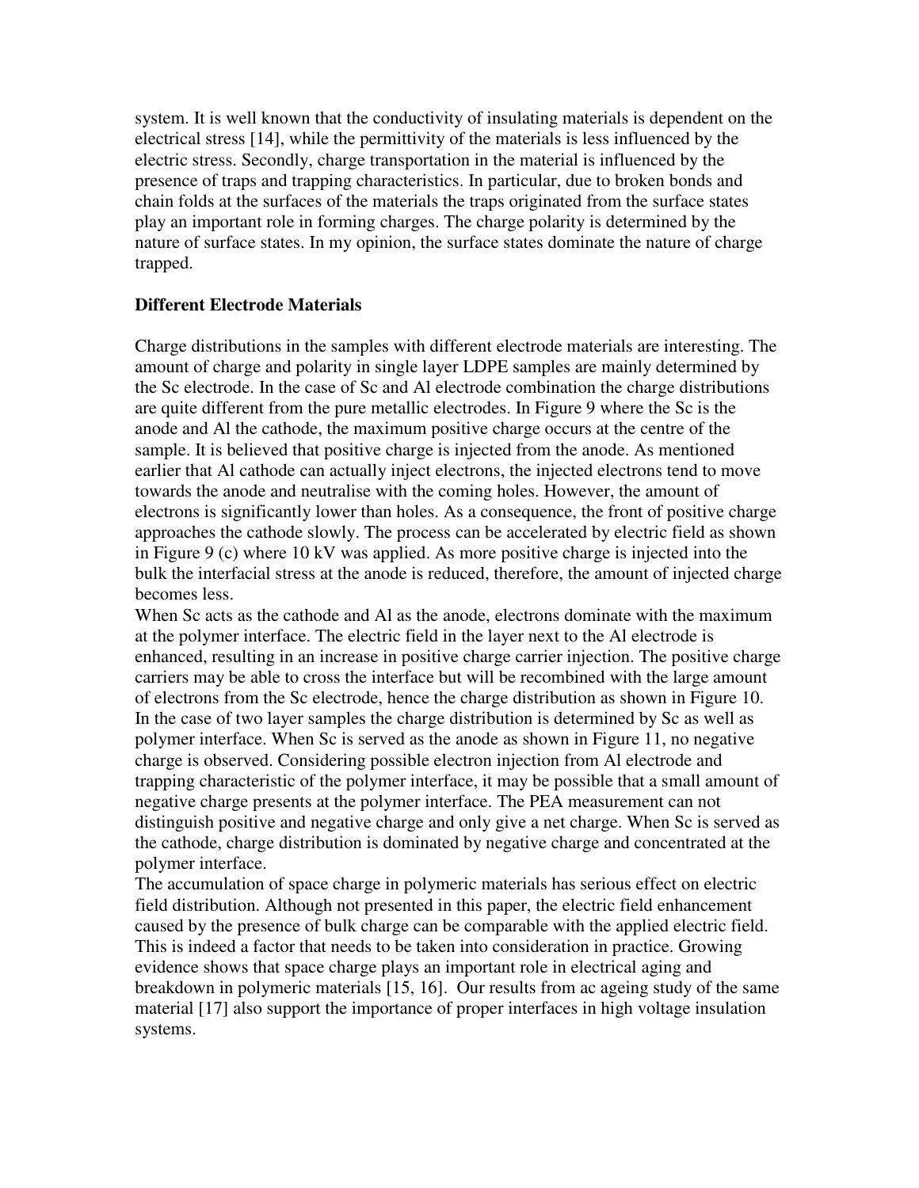system. It is well known that the conductivity of insulating materials is dependent on the electrical stress [14], while the permittivity of the materials is less influenced by the electric stress. Secondly, charge transportation in the material is influenced by the presence of traps and trapping characteristics. In particular, due to broken bonds and chain folds at the surfaces of the materials the traps originated from the surface states play an important role in forming charges. The charge polarity is determined by the nature of surface states. In my opinion, the surface states dominate the nature of charge trapped.

**Different Electrode Materials**

Charge distributions in the samples with different electrode materials are interesting. The amount of charge and polarity in single layer LDPE samples are mainly determined by the Sc electrode. In the case of Sc and Al electrode combination the charge distributions are quite different from the pure metallic electrodes. In Figure 9 where the Sc is the anode and Al the cathode, the maximum positive charge occurs at the centre of the sample. It is believed that positive charge is injected from the anode. As mentioned earlier that Al cathode can actually inject electrons, the injected electrons tend to move towards the anode and neutralise with the coming holes. However, the amount of electrons is significantly lower than holes. As a consequence, the front of positive charge approaches the cathode slowly. The process can be accelerated by electric field as shown in Figure 9 (c) where 10 kV was applied. As more positive charge is injected into the bulk the interfacial stress at the anode is reduced, therefore, the amount of injected charge becomes less.

When Sc acts as the cathode and Al as the anode, electrons dominate with the maximum at the polymer interface. The electric field in the layer next to the Al electrode is enhanced, resulting in an increase in positive charge carrier injection. The positive charge carriers may be able to cross the interface but will be recombined with the large amount of electrons from the Sc electrode, hence the charge distribution as shown in Figure 10. In the case of two layer samples the charge distribution is determined by Sc as well as polymer interface. When Sc is served as the anode as shown in Figure 11, no negative charge is observed. Considering possible electron injection from Al electrode and trapping characteristic of the polymer interface, it may be possible that a small amount of negative charge presents at the polymer interface. The PEA measurement can not distinguish positive and negative charge and only give a net charge. When Sc is served as the cathode, charge distribution is dominated by negative charge and concentrated at the polymer interface.

The accumulation of space charge in polymeric materials has serious effect on electric field distribution. Although not presented in this paper, the electric field enhancement caused by the presence of bulk charge can be comparable with the applied electric field. This is indeed a factor that needs to be taken into consideration in practice. Growing evidence shows that space charge plays an important role in electrical aging and breakdown in polymeric materials [15, 16]. Our results from ac ageing study of the same material [17] also support the importance of proper interfaces in high voltage insulation systems.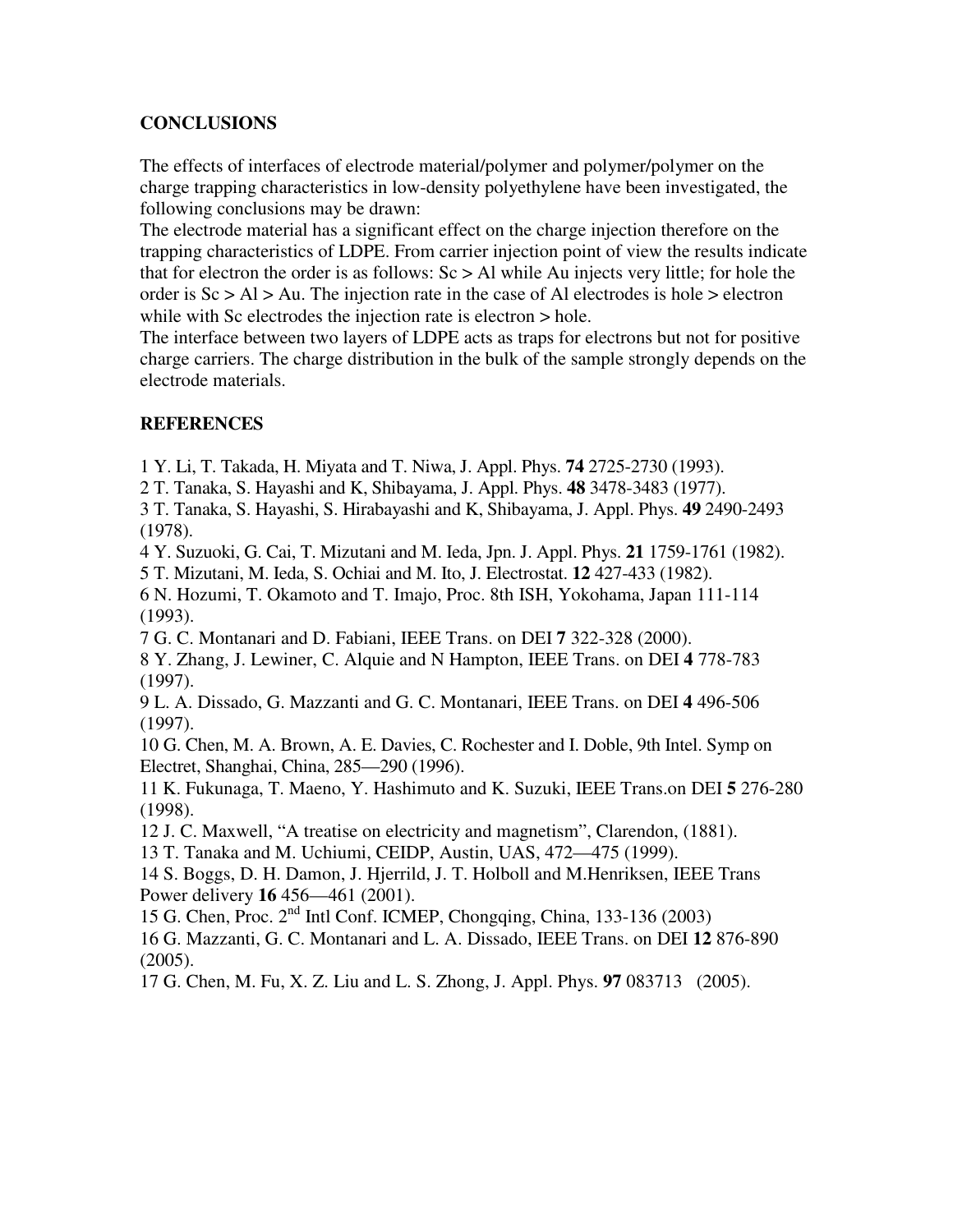## CONCLUSIONS

The effects of interfaces of electrode material/polymer and polymer/polymer on the charge trapping characteristics in low-density polyethylene have been investigated, the following conclusions may be drawn:

The electrode material has a significant effect on the charge injection therefore on the trapping characteristics of LDPE. From carrier injection point of view the results indicate that for electron the order is as follows: Sc > Al while Au injects very little; for hole the order is Sc > Al > Au. The injection rate in the case of Al electrodes is hole > electron while with Sc electrodes the injection rate is electron > hole.

The interface between two layers of LDPE acts as traps for electrons but not for positive charge carriers. The charge distribution in the bulk of the sample strongly depends on the electrode materials.

## REFERENCES

1 Y. Li, T. Takada, H. Miyata and T. Niwa, J. Appl. Phys. **74** 2725-2730 (1993).
2 T. Tanaka, S. Hayashi and K, Shibayama, J. Appl. Phys. **48** 3478-3483 (1977).
3 T. Tanaka, S. Hayashi, S. Hirabayashi and K, Shibayama, J. Appl. Phys. **49** 2490-2493 (1978).
4 Y. Suzuoki, G. Cai, T. Mizutani and M. Ieda, Jpn. J. Appl. Phys. **21** 1759-1761 (1982).
5 T. Mizutani, M. Ieda, S. Ochiai and M. Ito, J. Electrostat. **12** 427-433 (1982).
6 N. Hozumi, T. Okamoto and T. Imajo, Proc. 8th ISH, Yokohama, Japan 111-114 (1993).
7 G. C. Montanari and D. Fabiani, IEEE Trans. on DEI **7** 322-328 (2000).
8 Y. Zhang, J. Lewiner, C. Alquie and N Hampton, IEEE Trans. on DEI **4** 778-783 (1997).
9 L. A. Dissado, G. Mazzanti and G. C. Montanari, IEEE Trans. on DEI **4** 496-506 (1997).
10 G. Chen, M. A. Brown, A. E. Davies, C. Rochester and I. Doble, 9th Intel. Symp on Electret, Shanghai, China, 285—290 (1996).
11 K. Fukunaga, T. Maeno, Y. Hashimuto and K. Suzuki, IEEE Trans.on DEI **5** 276-280 (1998).
12 J. C. Maxwell, "A treatise on electricity and magnetism", Clarendon, (1881).
13 T. Tanaka and M. Uchiumi, CEIDP, Austin, UAS, 472—475 (1999).
14 S. Boggs, D. H. Damon, J. Hjerrild, J. T. Holboll and M.Henriksen, IEEE Trans Power delivery **16** 456—461 (2001).
15 G. Chen, Proc. 2nd Intl Conf. ICMEP, Chongqing, China, 133-136 (2003)
16 G. Mazzanti, G. C. Montanari and L. A. Dissado, IEEE Trans. on DEI **12** 876-890 (2005).
17 G. Chen, M. Fu, X. Z. Liu and L. S. Zhong, J. Appl. Phys. **97** 083713 (2005).